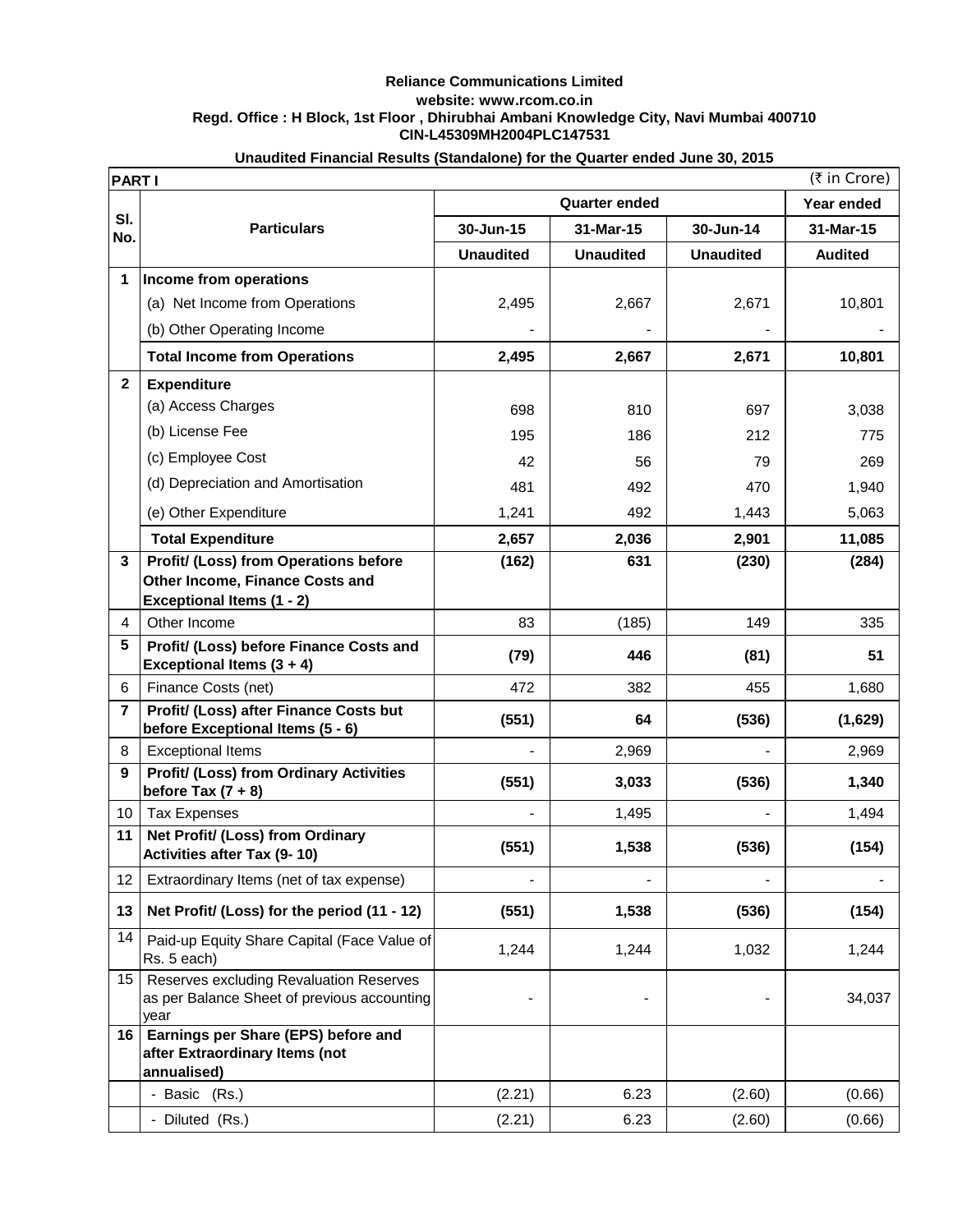**Reliance Communications Limited**

**website: www.rcom.co.in**

**Regd. Office : H Block, 1st Floor , Dhirubhai Ambani Knowledge City, Navi Mumbai 400710**

**CIN-L45309MH2004PLC147531**

**Unaudited Financial Results (Standalone) for the Quarter ended June 30, 2015**

| **PART I** | | | | | (₹ in Crore) |
|---|---|---|---|---|---|
| **Sl. No.** | **Particulars** | **Quarter ended** | | | **Year ended** |
| | | **30-Jun-15** | **31-Mar-15** | **30-Jun-14** | **31-Mar-15** |
| | | **Unaudited** | **Unaudited** | **Unaudited** | **Audited** |
| **1** | **Income from operations** | | | | |
| | (a) Net Income from Operations | 2,495 | 2,667 | 2,671 | 10,801 |
| | (b) Other Operating Income | - | - | - | - |
| | **Total Income from Operations** | **2,495** | **2,667** | **2,671** | **10,801** |
| **2** | **Expenditure** | | | | |
| | (a) Access Charges | 698 | 810 | 697 | 3,038 |
| | (b) License Fee | 195 | 186 | 212 | 775 |
| | (c) Employee Cost | 42 | 56 | 79 | 269 |
| | (d) Depreciation and Amortisation | 481 | 492 | 470 | 1,940 |
| | (e) Other Expenditure | 1,241 | 492 | 1,443 | 5,063 |
| | **Total Expenditure** | **2,657** | **2,036** | **2,901** | **11,085** |
| **3** | **Profit/ (Loss) from Operations before Other Income, Finance Costs and Exceptional Items (1 - 2)** | **(162)** | **631** | **(230)** | **(284)** |
| 4 | Other Income | 83 | (185) | 149 | 335 |
| **5** | **Profit/ (Loss) before Finance Costs and Exceptional Items (3 + 4)** | **(79)** | **446** | **(81)** | **51** |
| 6 | Finance Costs (net) | 472 | 382 | 455 | 1,680 |
| **7** | **Profit/ (Loss) after Finance Costs but before Exceptional Items (5 - 6)** | **(551)** | **64** | **(536)** | **(1,629)** |
| 8 | Exceptional Items | - | 2,969 | - | 2,969 |
| **9** | **Profit/ (Loss) from Ordinary Activities before Tax (7 + 8)** | **(551)** | **3,033** | **(536)** | **1,340** |
| 10 | Tax Expenses | - | 1,495 | - | 1,494 |
| **11** | **Net Profit/ (Loss) from Ordinary Activities after Tax (9- 10)** | **(551)** | **1,538** | **(536)** | **(154)** |
| 12 | Extraordinary Items (net of tax expense) | - | - | - | - |
| **13** | **Net Profit/ (Loss) for the period (11 - 12)** | **(551)** | **1,538** | **(536)** | **(154)** |
| 14 | Paid-up Equity Share Capital (Face Value of Rs. 5 each) | 1,244 | 1,244 | 1,032 | 1,244 |
| 15 | Reserves excluding Revaluation Reserves as per Balance Sheet of previous accounting year | - | - | - | 34,037 |
| **16** | **Earnings per Share (EPS) before and after Extraordinary Items (not annualised)** | | | | |
| | - Basic (Rs.) | (2.21) | 6.23 | (2.60) | (0.66) |
| | - Diluted (Rs.) | (2.21) | 6.23 | (2.60) | (0.66) |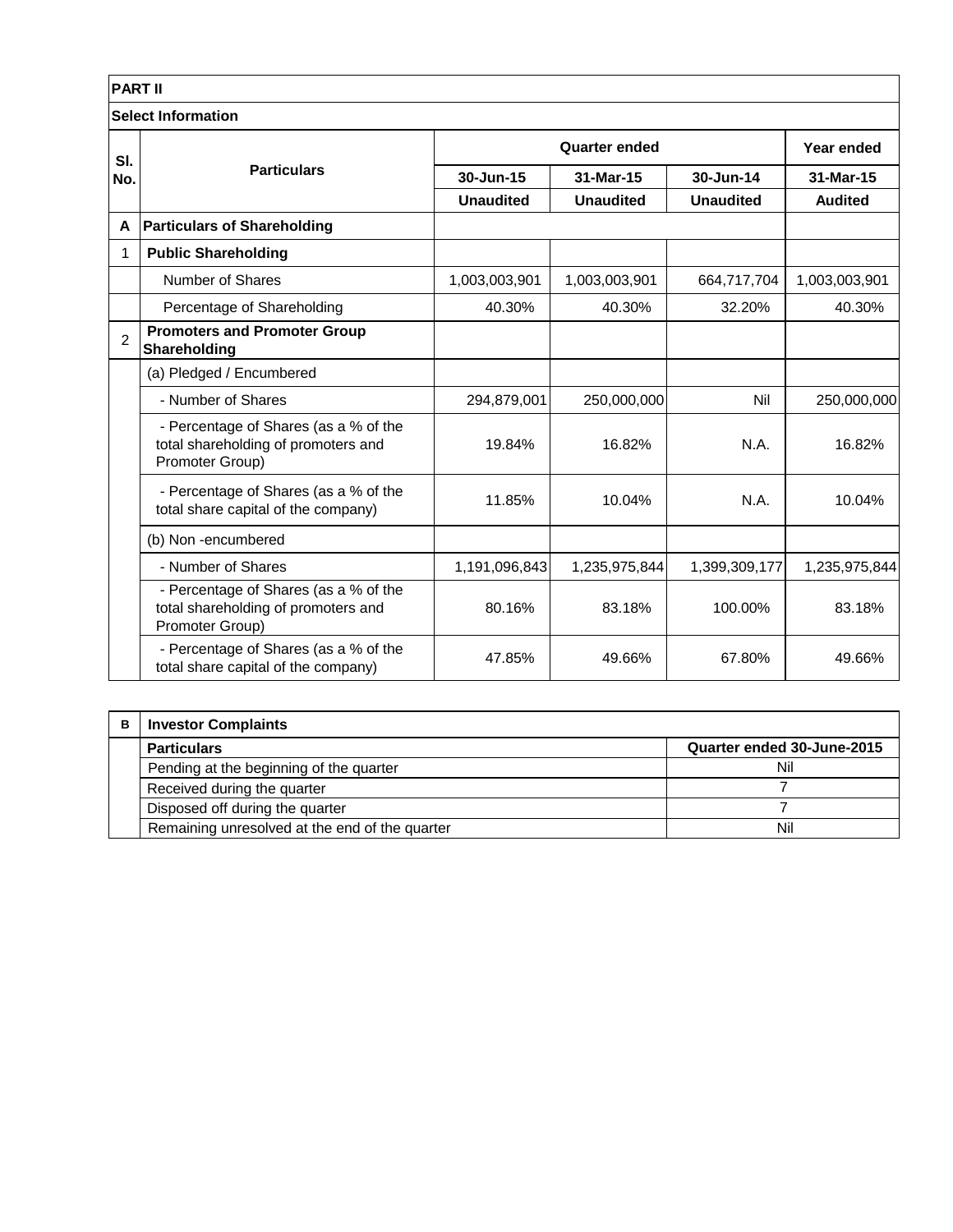## PART II

### Select Information

| Sl. No. | Particulars | Quarter ended | | | Year ended |
|---|---|---|---|---|---|
| | | 30-Jun-15 | 31-Mar-15 | 30-Jun-14 | 31-Mar-15 |
| | | Unaudited | Unaudited | Unaudited | Audited |
| **A** | **Particulars of Shareholding** | | | | |
| 1 | **Public Shareholding** | | | | |
| | Number of Shares | 1,003,003,901 | 1,003,003,901 | 664,717,704 | 1,003,003,901 |
| | Percentage of Shareholding | 40.30% | 40.30% | 32.20% | 40.30% |
| 2 | **Promoters and Promoter Group Shareholding** | | | | |
| | (a) Pledged / Encumbered | | | | |
| | - Number of Shares | 294,879,001 | 250,000,000 | Nil | 250,000,000 |
| | - Percentage of Shares (as a % of the total shareholding of promoters and Promoter Group) | 19.84% | 16.82% | N.A. | 16.82% |
| | - Percentage of Shares (as a % of the total share capital of the company) | 11.85% | 10.04% | N.A. | 10.04% |
| | (b) Non -encumbered | | | | |
| | - Number of Shares | 1,191,096,843 | 1,235,975,844 | 1,399,309,177 | 1,235,975,844 |
| | - Percentage of Shares (as a % of the total shareholding of promoters and Promoter Group) | 80.16% | 83.18% | 100.00% | 83.18% |
| | - Percentage of Shares (as a % of the total share capital of the company) | 47.85% | 49.66% | 67.80% | 49.66% |

| B | Investor Complaints | |
|---|---|---|
| | **Particulars** | **Quarter ended 30-June-2015** |
| | Pending at the beginning of the quarter | Nil |
| | Received during the quarter | 7 |
| | Disposed off during the quarter | 7 |
| | Remaining unresolved at the end of the quarter | Nil |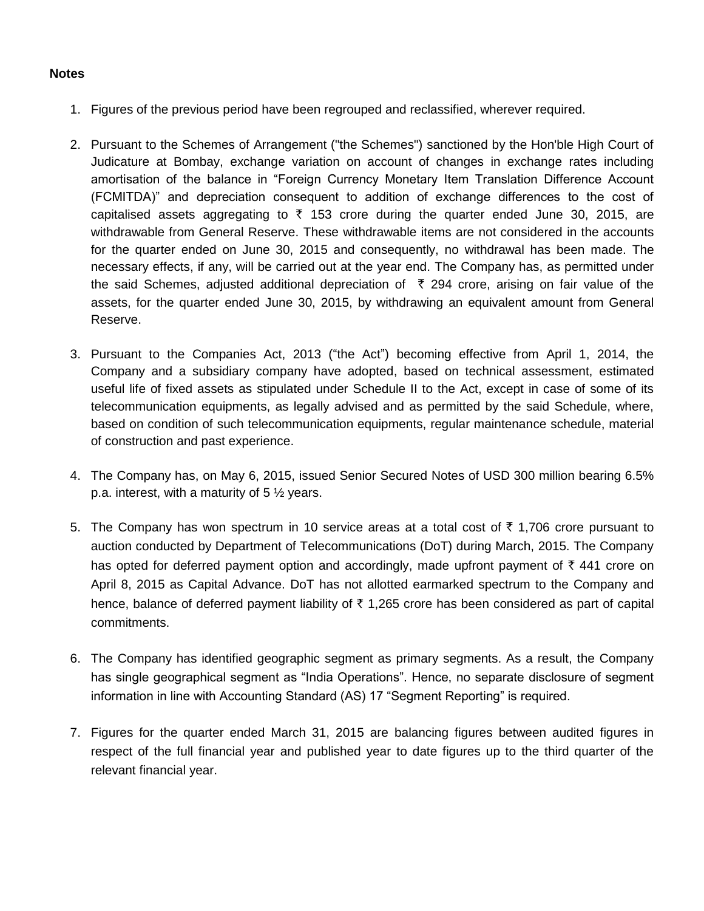**Notes**

1. Figures of the previous period have been regrouped and reclassified, wherever required.

2. Pursuant to the Schemes of Arrangement ("the Schemes") sanctioned by the Hon'ble High Court of Judicature at Bombay, exchange variation on account of changes in exchange rates including amortisation of the balance in "Foreign Currency Monetary Item Translation Difference Account (FCMITDA)" and depreciation consequent to addition of exchange differences to the cost of capitalised assets aggregating to ₹ 153 crore during the quarter ended June 30, 2015, are withdrawable from General Reserve. These withdrawable items are not considered in the accounts for the quarter ended on June 30, 2015 and consequently, no withdrawal has been made. The necessary effects, if any, will be carried out at the year end. The Company has, as permitted under the said Schemes, adjusted additional depreciation of ₹ 294 crore, arising on fair value of the assets, for the quarter ended June 30, 2015, by withdrawing an equivalent amount from General Reserve.

3. Pursuant to the Companies Act, 2013 ("the Act") becoming effective from April 1, 2014, the Company and a subsidiary company have adopted, based on technical assessment, estimated useful life of fixed assets as stipulated under Schedule II to the Act, except in case of some of its telecommunication equipments, as legally advised and as permitted by the said Schedule, where, based on condition of such telecommunication equipments, regular maintenance schedule, material of construction and past experience.

4. The Company has, on May 6, 2015, issued Senior Secured Notes of USD 300 million bearing 6.5% p.a. interest, with a maturity of 5 ½ years.

5. The Company has won spectrum in 10 service areas at a total cost of ₹ 1,706 crore pursuant to auction conducted by Department of Telecommunications (DoT) during March, 2015. The Company has opted for deferred payment option and accordingly, made upfront payment of ₹ 441 crore on April 8, 2015 as Capital Advance. DoT has not allotted earmarked spectrum to the Company and hence, balance of deferred payment liability of ₹ 1,265 crore has been considered as part of capital commitments.

6. The Company has identified geographic segment as primary segments. As a result, the Company has single geographical segment as "India Operations". Hence, no separate disclosure of segment information in line with Accounting Standard (AS) 17 "Segment Reporting" is required.

7. Figures for the quarter ended March 31, 2015 are balancing figures between audited figures in respect of the full financial year and published year to date figures up to the third quarter of the relevant financial year.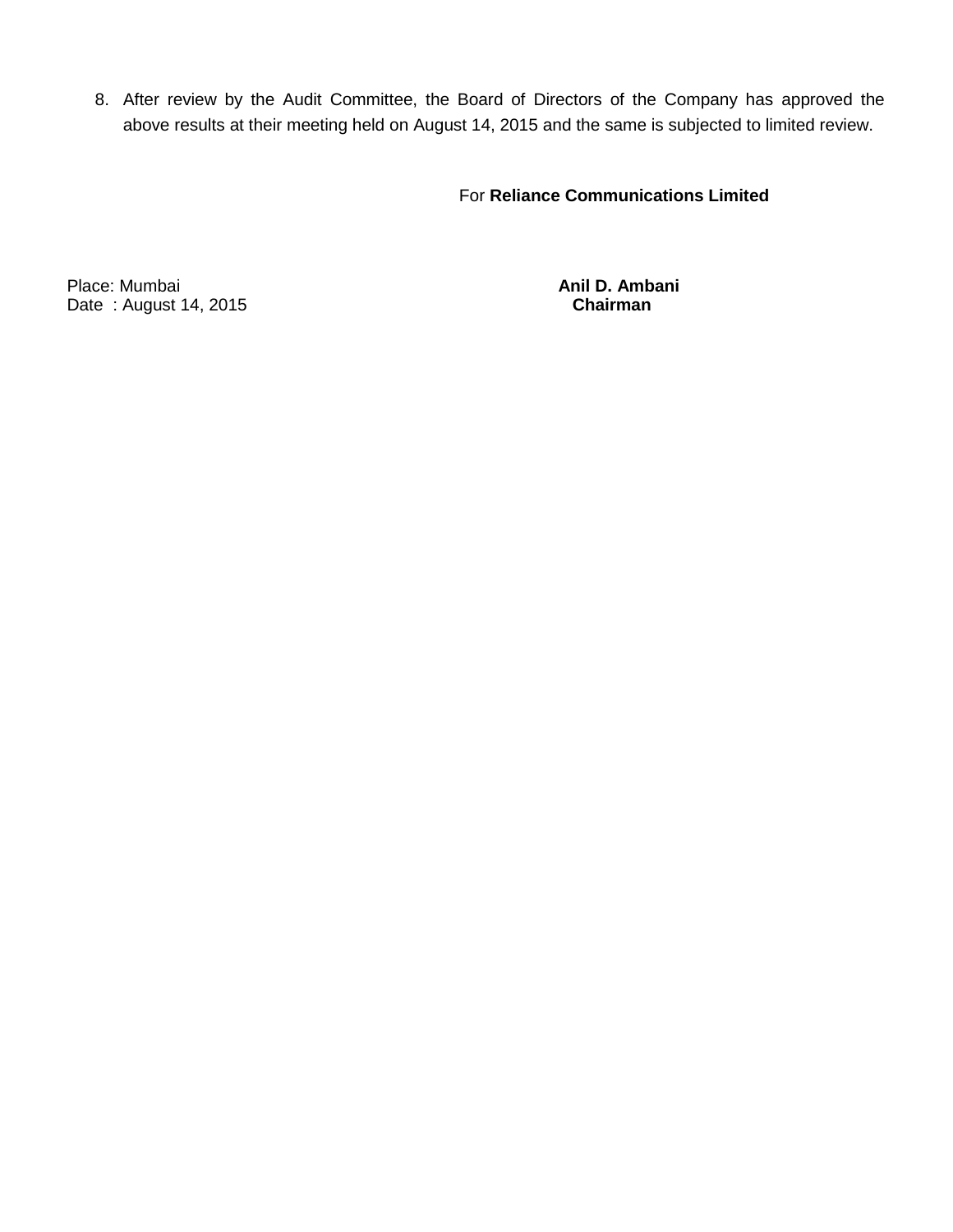8. After review by the Audit Committee, the Board of Directors of the Company has approved the above results at their meeting held on August 14, 2015 and the same is subjected to limited review.

For **Reliance Communications Limited**

Place: Mumbai
Date : August 14, 2015

**Anil D. Ambani**
**Chairman**